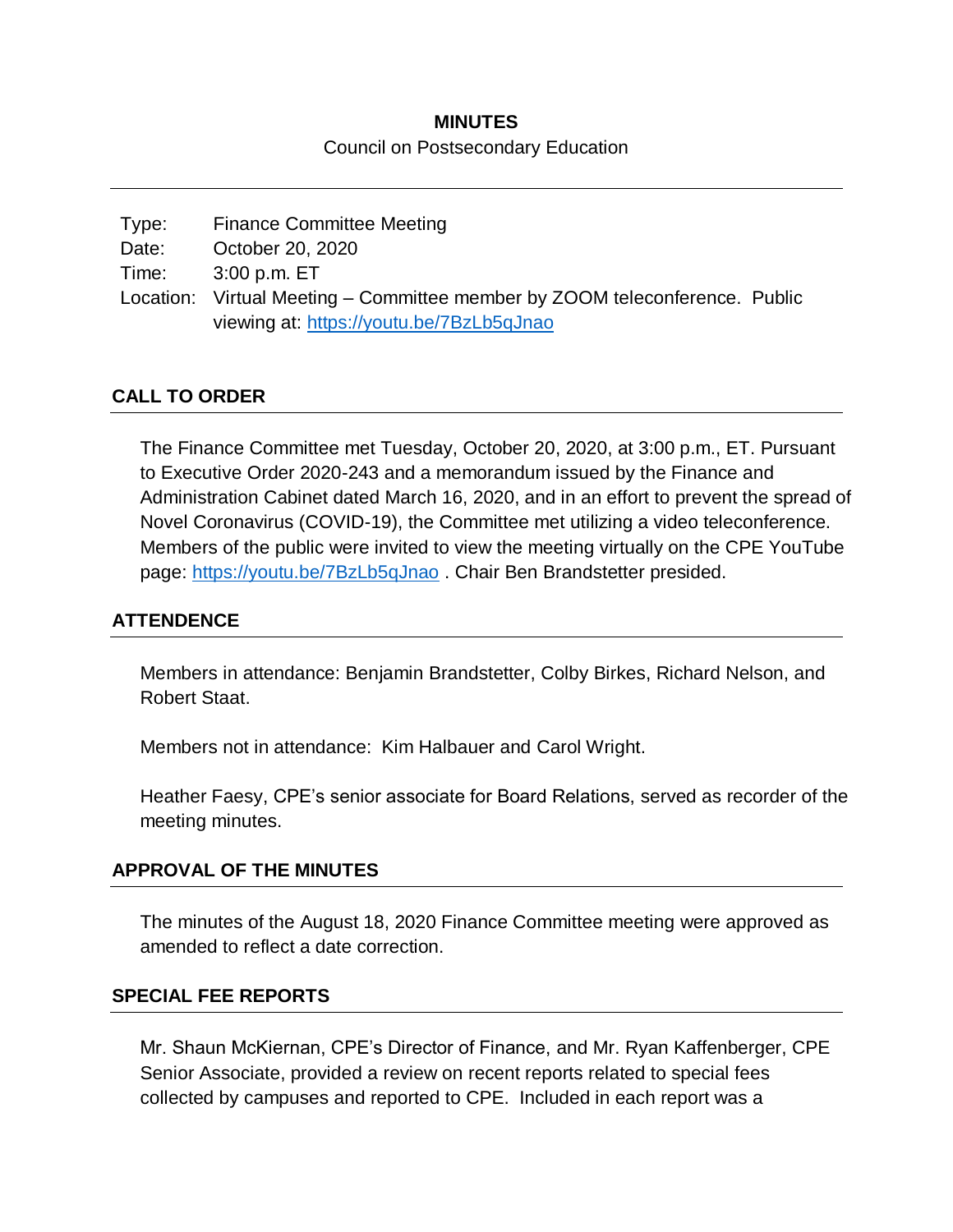# MINUTES

Council on Postsecondary Education

---

| | |
|---|---|
| Type: | Finance Committee Meeting |
| Date: | October 20, 2020 |
| Time: | 3:00 p.m. ET |
| Location: | Virtual Meeting – Committee member by ZOOM teleconference. Public viewing at: https://youtu.be/7BzLb5qJnao |

## CALL TO ORDER

The Finance Committee met Tuesday, October 20, 2020, at 3:00 p.m., ET. Pursuant to Executive Order 2020-243 and a memorandum issued by the Finance and Administration Cabinet dated March 16, 2020, and in an effort to prevent the spread of Novel Coronavirus (COVID-19), the Committee met utilizing a video teleconference. Members of the public were invited to view the meeting virtually on the CPE YouTube page: https://youtu.be/7BzLb5qJnao . Chair Ben Brandstetter presided.

## ATTENDENCE

Members in attendance: Benjamin Brandstetter, Colby Birkes, Richard Nelson, and Robert Staat.

Members not in attendance: Kim Halbauer and Carol Wright.

Heather Faesy, CPE's senior associate for Board Relations, served as recorder of the meeting minutes.

## APPROVAL OF THE MINUTES

The minutes of the August 18, 2020 Finance Committee meeting were approved as amended to reflect a date correction.

## SPECIAL FEE REPORTS

Mr. Shaun McKiernan, CPE's Director of Finance, and Mr. Ryan Kaffenberger, CPE Senior Associate, provided a review on recent reports related to special fees collected by campuses and reported to CPE. Included in each report was a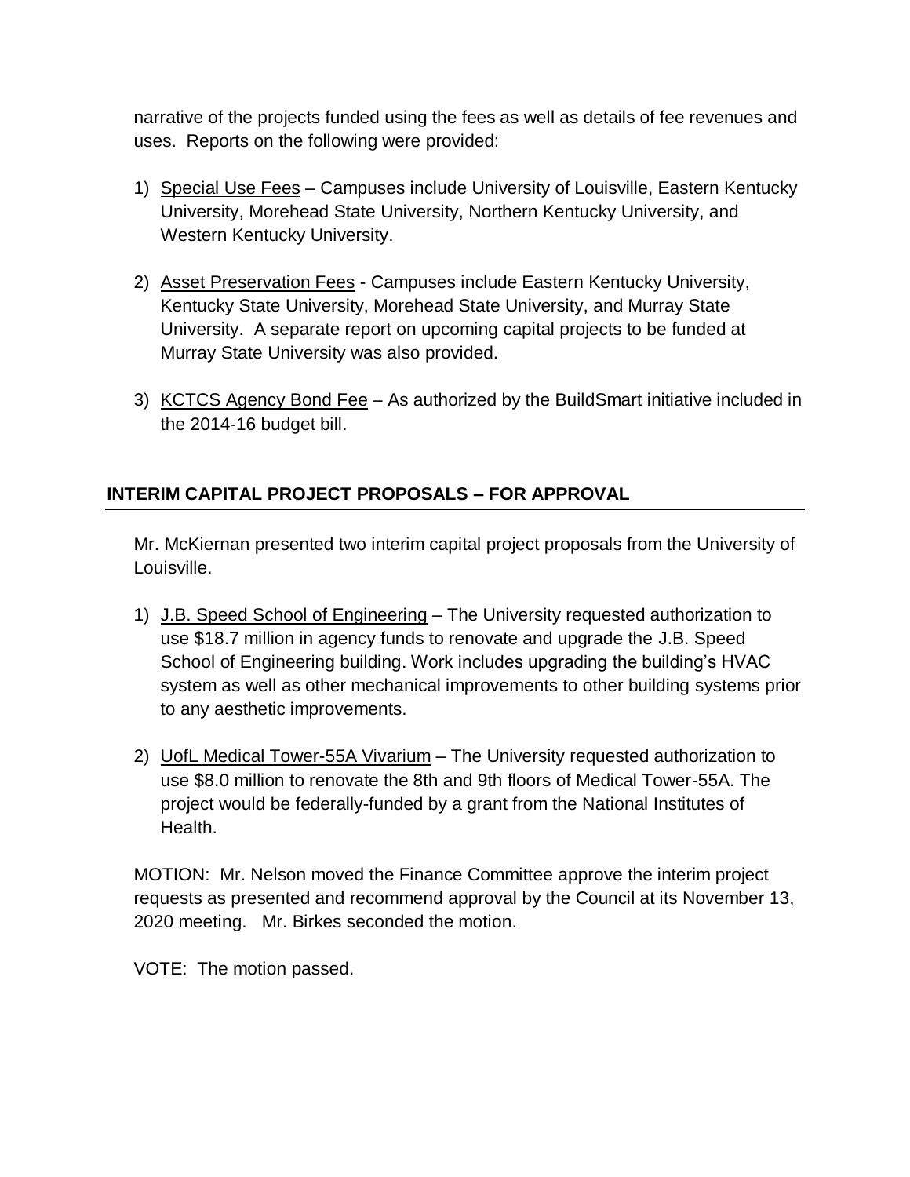narrative of the projects funded using the fees as well as details of fee revenues and uses. Reports on the following were provided:

1) Special Use Fees – Campuses include University of Louisville, Eastern Kentucky University, Morehead State University, Northern Kentucky University, and Western Kentucky University.

2) Asset Preservation Fees - Campuses include Eastern Kentucky University, Kentucky State University, Morehead State University, and Murray State University. A separate report on upcoming capital projects to be funded at Murray State University was also provided.

3) KCTCS Agency Bond Fee – As authorized by the BuildSmart initiative included in the 2014-16 budget bill.

## INTERIM CAPITAL PROJECT PROPOSALS – FOR APPROVAL

Mr. McKiernan presented two interim capital project proposals from the University of Louisville.

1) J.B. Speed School of Engineering – The University requested authorization to use $18.7 million in agency funds to renovate and upgrade the J.B. Speed School of Engineering building. Work includes upgrading the building's HVAC system as well as other mechanical improvements to other building systems prior to any aesthetic improvements.

2) UofL Medical Tower-55A Vivarium – The University requested authorization to use $8.0 million to renovate the 8th and 9th floors of Medical Tower-55A. The project would be federally-funded by a grant from the National Institutes of Health.

MOTION: Mr. Nelson moved the Finance Committee approve the interim project requests as presented and recommend approval by the Council at its November 13, 2020 meeting. Mr. Birkes seconded the motion.

VOTE: The motion passed.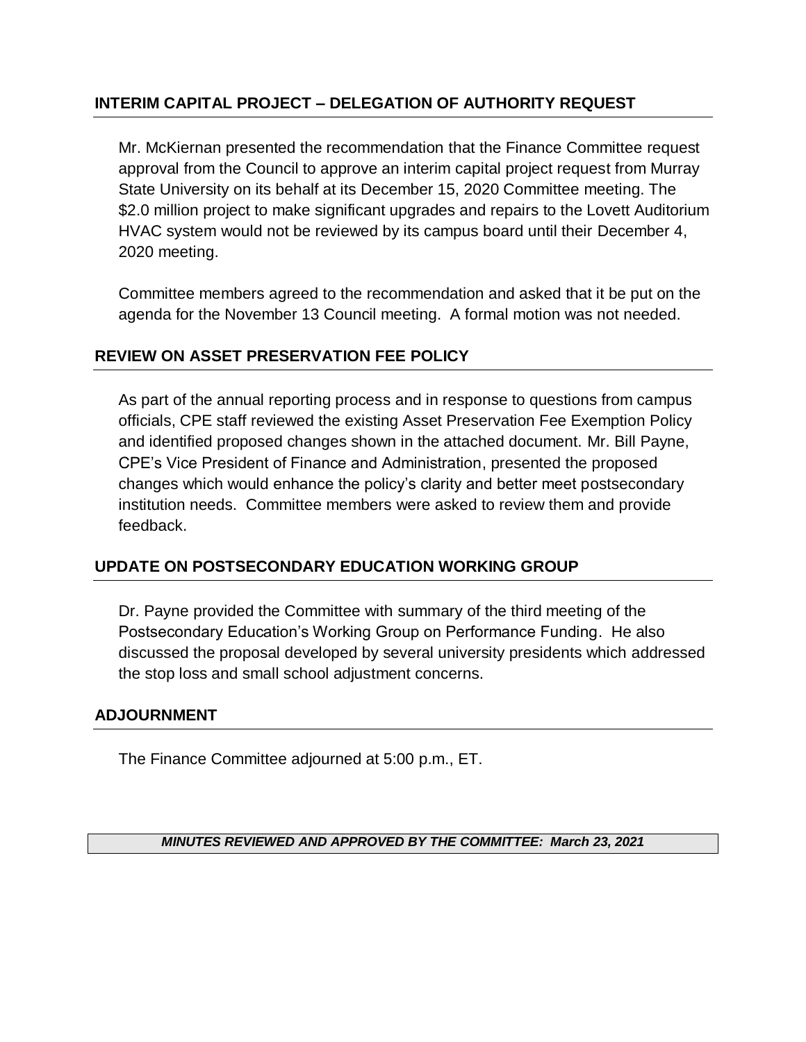## INTERIM CAPITAL PROJECT – DELEGATION OF AUTHORITY REQUEST

Mr. McKiernan presented the recommendation that the Finance Committee request approval from the Council to approve an interim capital project request from Murray State University on its behalf at its December 15, 2020 Committee meeting. The $2.0 million project to make significant upgrades and repairs to the Lovett Auditorium HVAC system would not be reviewed by its campus board until their December 4, 2020 meeting.

Committee members agreed to the recommendation and asked that it be put on the agenda for the November 13 Council meeting. A formal motion was not needed.

## REVIEW ON ASSET PRESERVATION FEE POLICY

As part of the annual reporting process and in response to questions from campus officials, CPE staff reviewed the existing Asset Preservation Fee Exemption Policy and identified proposed changes shown in the attached document. Mr. Bill Payne, CPE's Vice President of Finance and Administration, presented the proposed changes which would enhance the policy's clarity and better meet postsecondary institution needs. Committee members were asked to review them and provide feedback.

## UPDATE ON POSTSECONDARY EDUCATION WORKING GROUP

Dr. Payne provided the Committee with summary of the third meeting of the Postsecondary Education's Working Group on Performance Funding. He also discussed the proposal developed by several university presidents which addressed the stop loss and small school adjustment concerns.

## ADJOURNMENT

The Finance Committee adjourned at 5:00 p.m., ET.

***MINUTES REVIEWED AND APPROVED BY THE COMMITTEE: March 23, 2021***